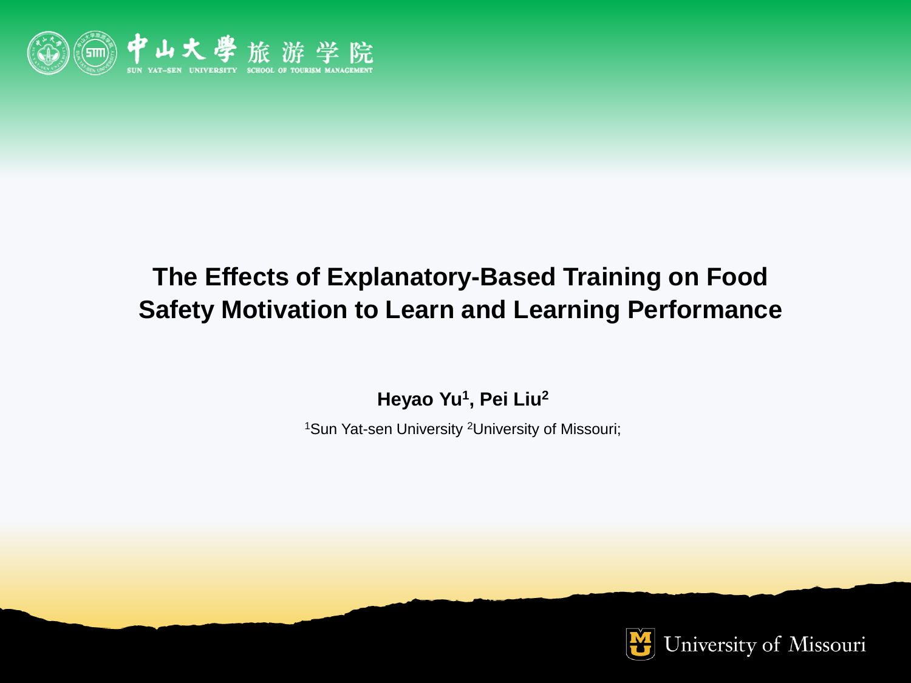中山大學 旅游学院

SUN YAT-SEN UNIVERSITY SCHOOL OF TOURISM MANAGEMENT

# The Effects of Explanatory-Based Training on Food Safety Motivation to Learn and Learning Performance

**Heyao Yu[1], Pei Liu[2]**

[1]Sun Yat-sen University [2]University of Missouri;

University of Missouri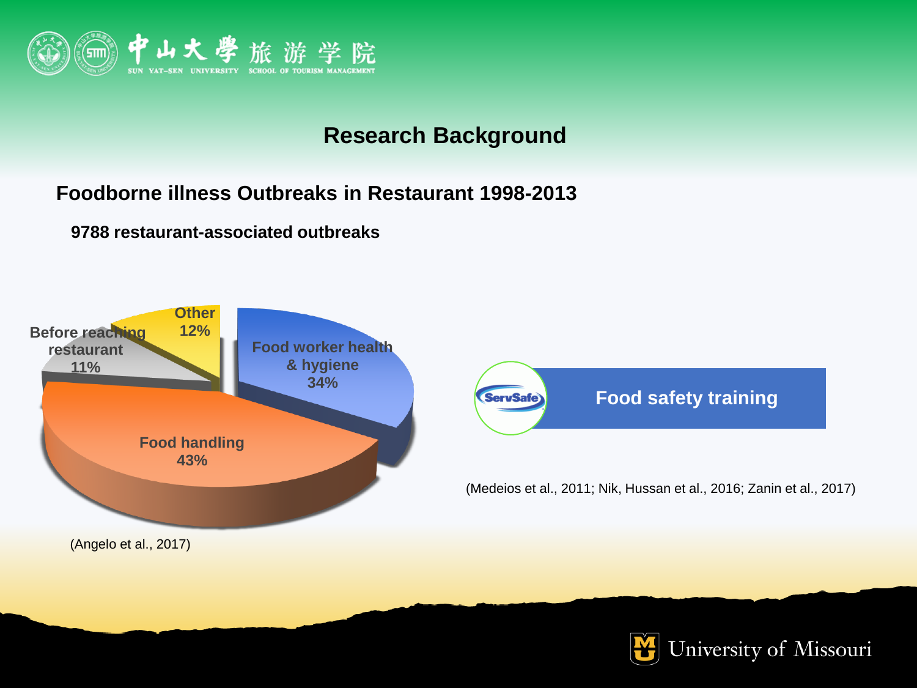# Research Background

## Foodborne illness Outbreaks in Restaurant 1998-2013

**9788 restaurant-associated outbreaks**

| Category | Percentage |
| --- | --- |
| Food handling | 43% |
| Food worker health & hygiene | 34% |
| Other | 12% |
| Before reaching restaurant | 11% |

(Angelo et al., 2017)

**ServSafe — Food safety training**

(Medeios et al., 2011; Nik, Hussan et al., 2016; Zanin et al., 2017)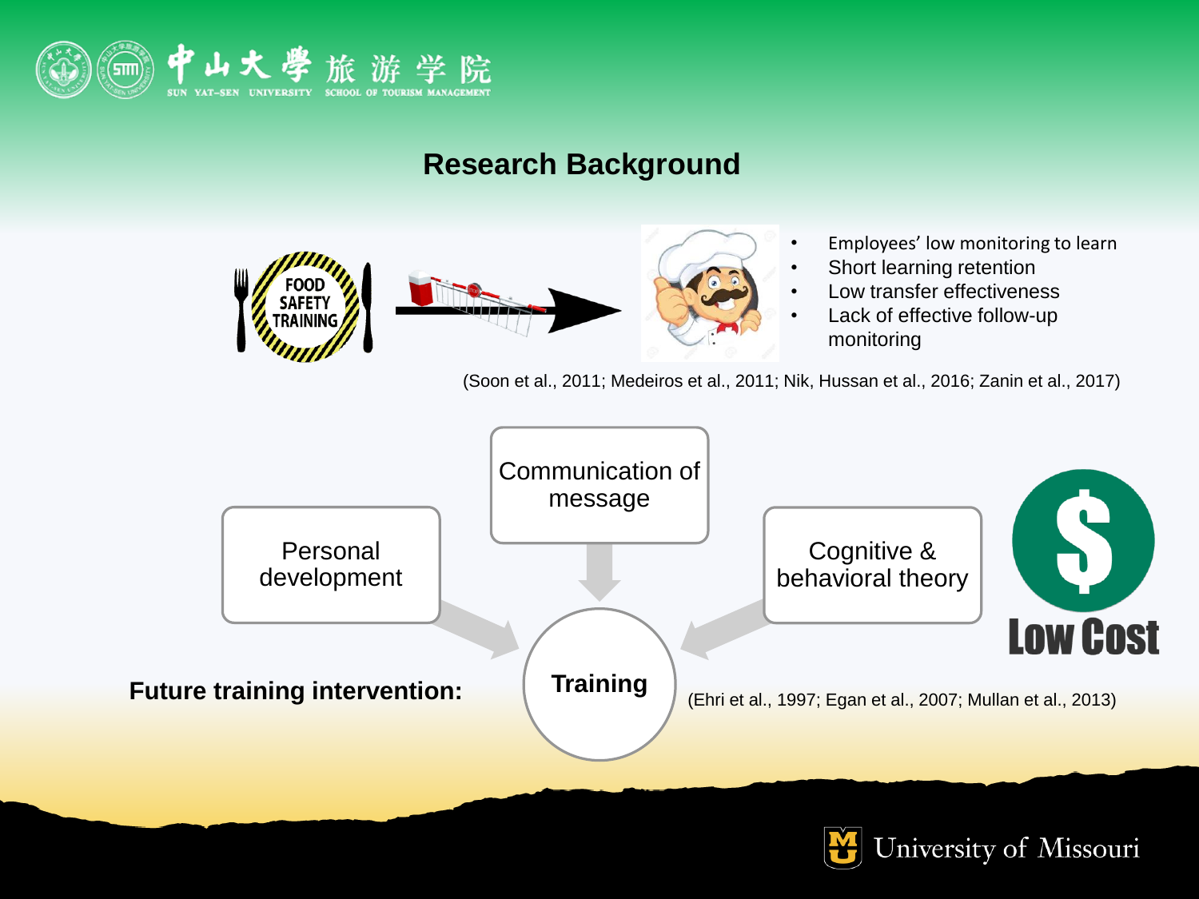# Research Background

FOOD SAFETY TRAINING

- Employees' low monitoring to learn
- Short learning retention
- Low transfer effectiveness
- Lack of effective follow-up monitoring

(Soon et al., 2011; Medeiros et al., 2011; Nik, Hussan et al., 2016; Zanin et al., 2017)

**Future training intervention:**

- Personal development
- Communication of message
- Cognitive & behavioral theory

→ **Training**

Low Cost

(Ehri et al., 1997; Egan et al., 2007; Mullan et al., 2013)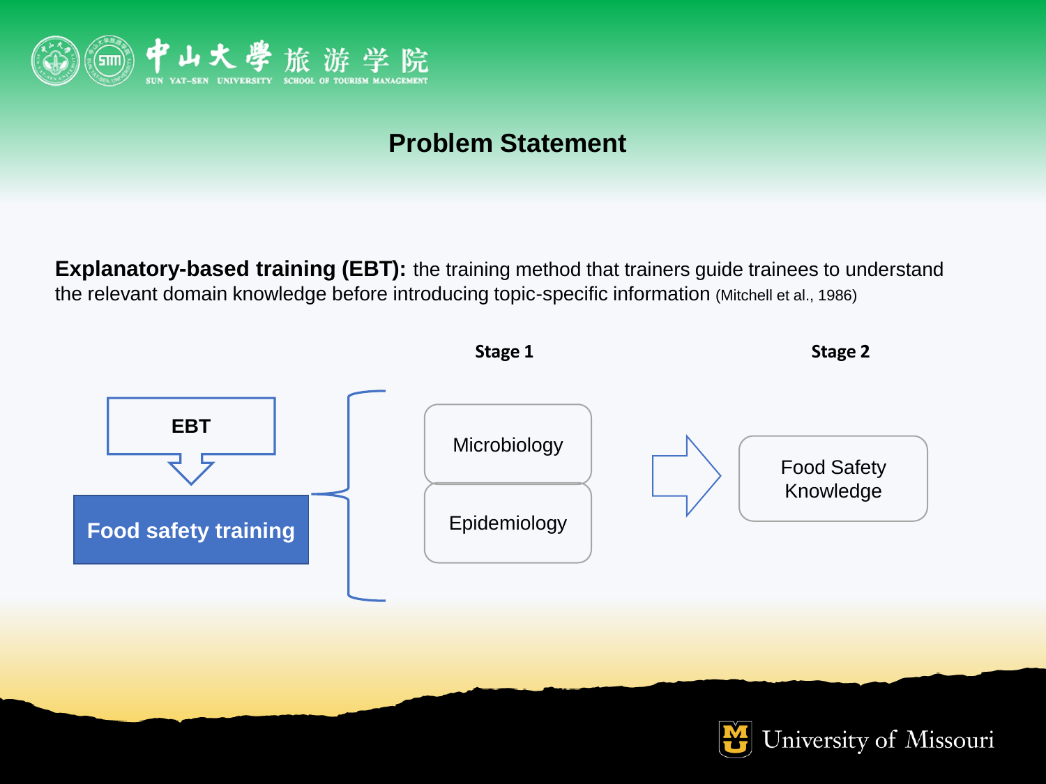# Problem Statement

**Explanatory-based training (EBT):** the training method that trainers guide trainees to understand the relevant domain knowledge before introducing topic-specific information (Mitchell et al., 1986)

EBT

Food safety training

**Stage 1**

Microbiology

Epidemiology

**Stage 2**

Food Safety Knowledge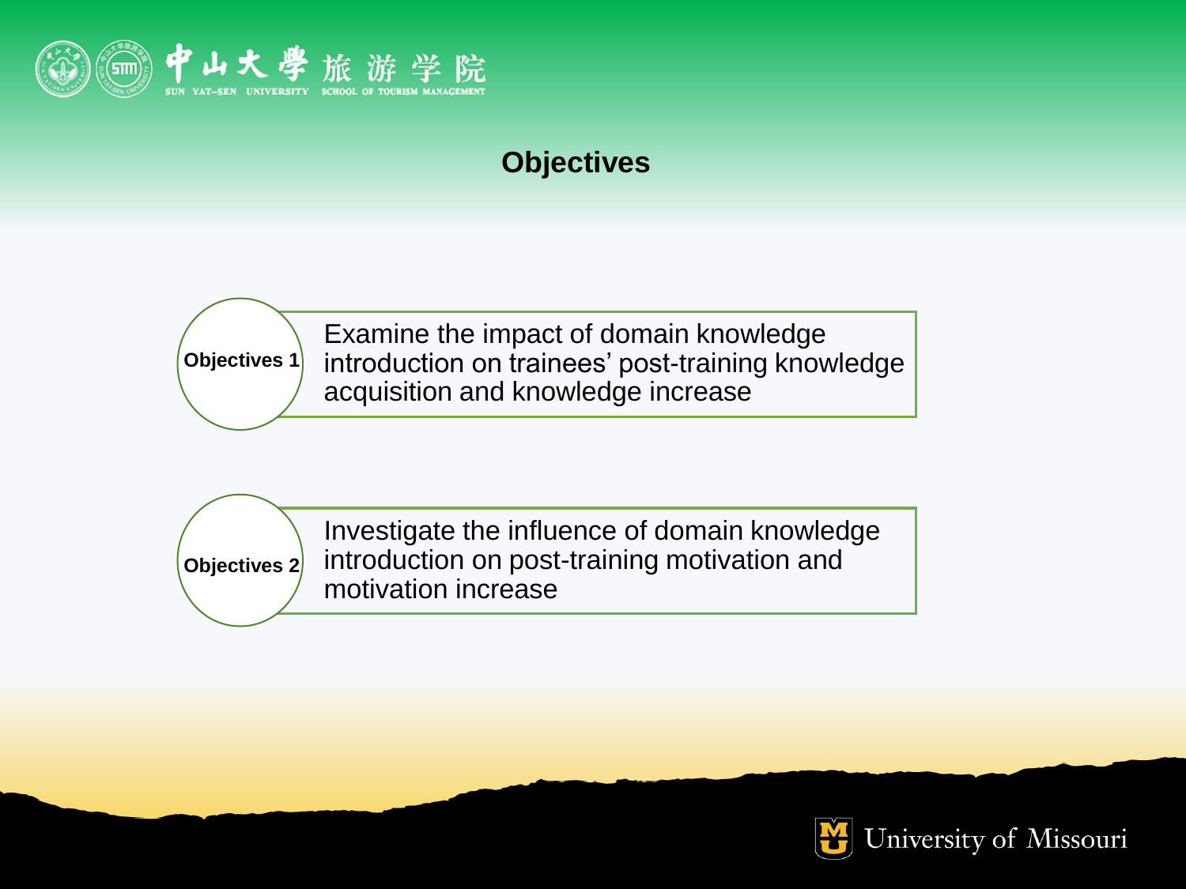# Objectives

**Objectives 1**

Examine the impact of domain knowledge introduction on trainees' post-training knowledge acquisition and knowledge increase

**Objectives 2**

Investigate the influence of domain knowledge introduction on post-training motivation and motivation increase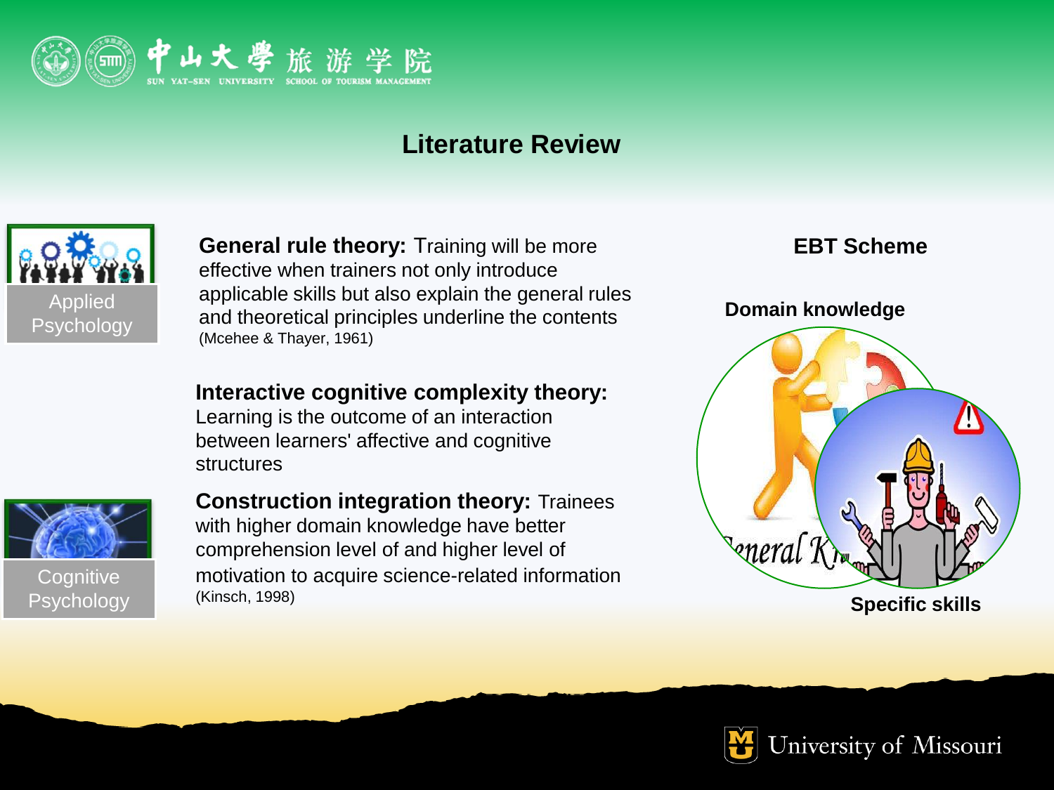# Literature Review

Applied Psychology

**General rule theory:** Training will be more effective when trainers not only introduce applicable skills but also explain the general rules and theoretical principles underline the contents (Mcehee & Thayer, 1961)

**Interactive cognitive complexity theory:** Learning is the outcome of an interaction between learners' affective and cognitive structures

Cognitive Psychology

**Construction integration theory:** Trainees with higher domain knowledge have better comprehension level of and higher level of motivation to acquire science-related information (Kinsch, 1998)

**EBT Scheme**

**Domain knowledge**

General Kn...

**Specific skills**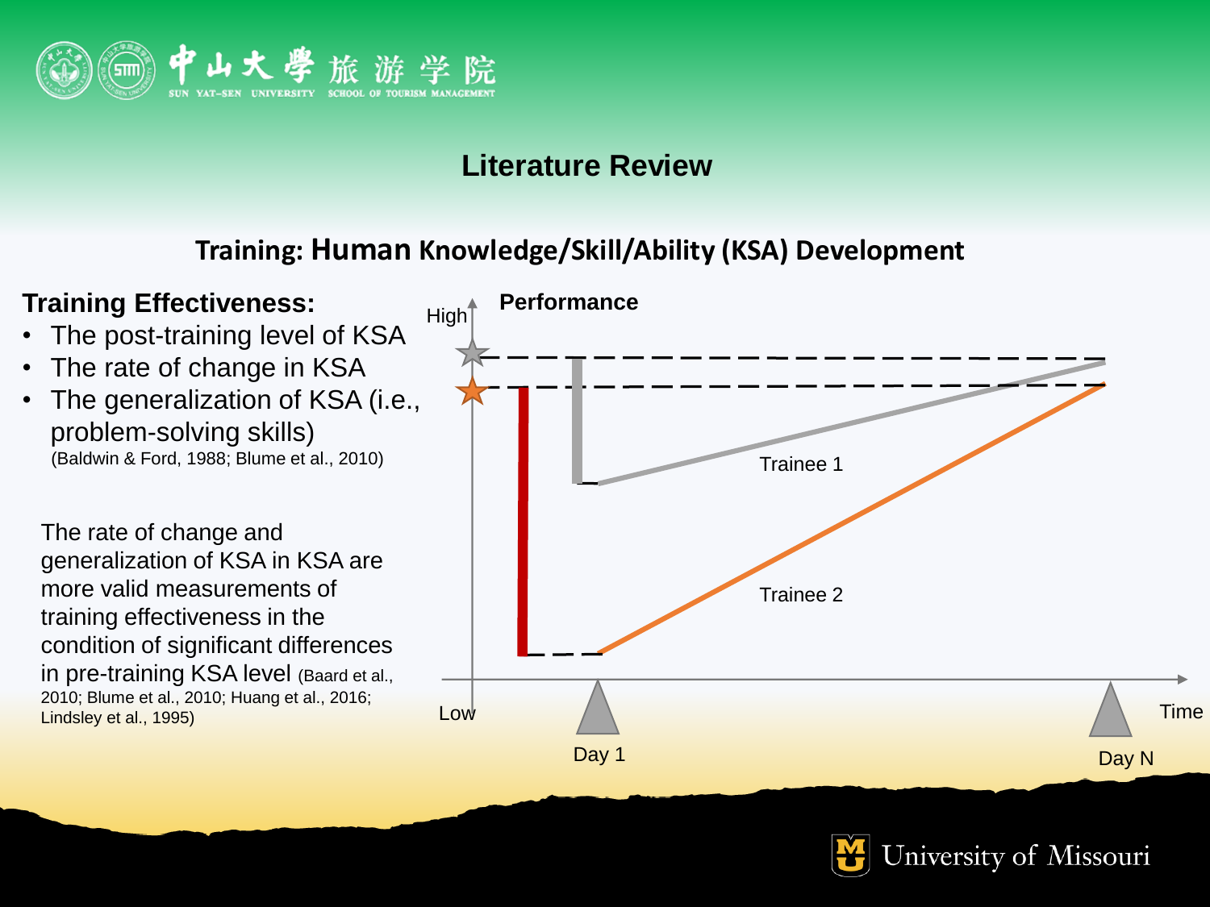## Literature Review

### Training: Human Knowledge/Skill/Ability (KSA) Development

**Training Effectiveness:**

- The post-training level of KSA
- The rate of change in KSA
- The generalization of KSA (i.e., problem-solving skills)
  (Baldwin & Ford, 1988; Blume et al., 2010)

The rate of change and generalization of KSA in KSA are more valid measurements of training effectiveness in the condition of significant differences in pre-training KSA level (Baard et al., 2010; Blume et al., 2010; Huang et al., 2016; Lindsley et al., 1995)

Performance

High

Low

Trainee 1

Trainee 2

Time

Day 1

Day N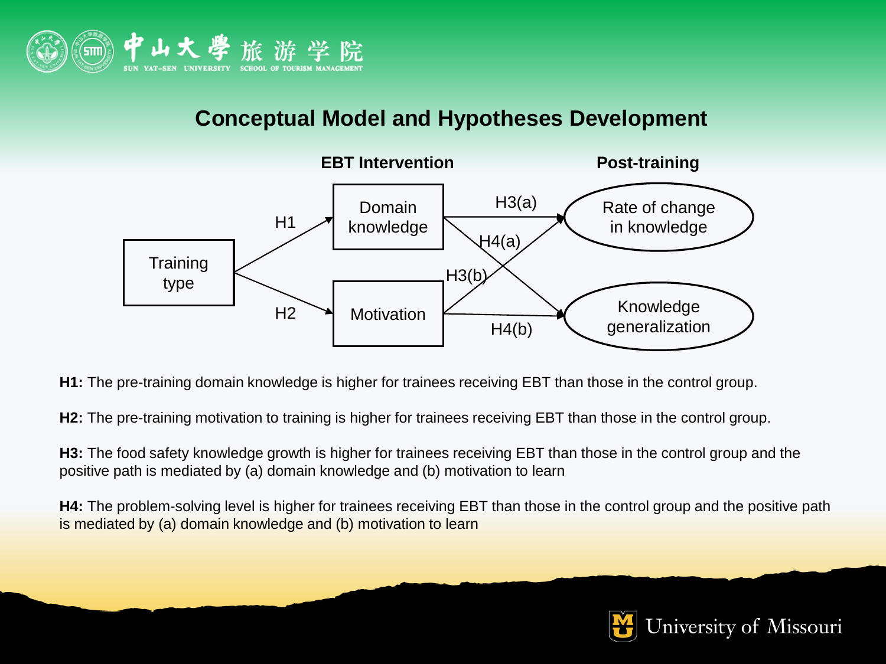# Conceptual Model and Hypotheses Development

**H1:** The pre-training domain knowledge is higher for trainees receiving EBT than those in the control group.

**H2:** The pre-training motivation to training is higher for trainees receiving EBT than those in the control group.

**H3:** The food safety knowledge growth is higher for trainees receiving EBT than those in the control group and the positive path is mediated by (a) domain knowledge and (b) motivation to learn

**H4:** The problem-solving level is higher for trainees receiving EBT than those in the control group and the positive path is mediated by (a) domain knowledge and (b) motivation to learn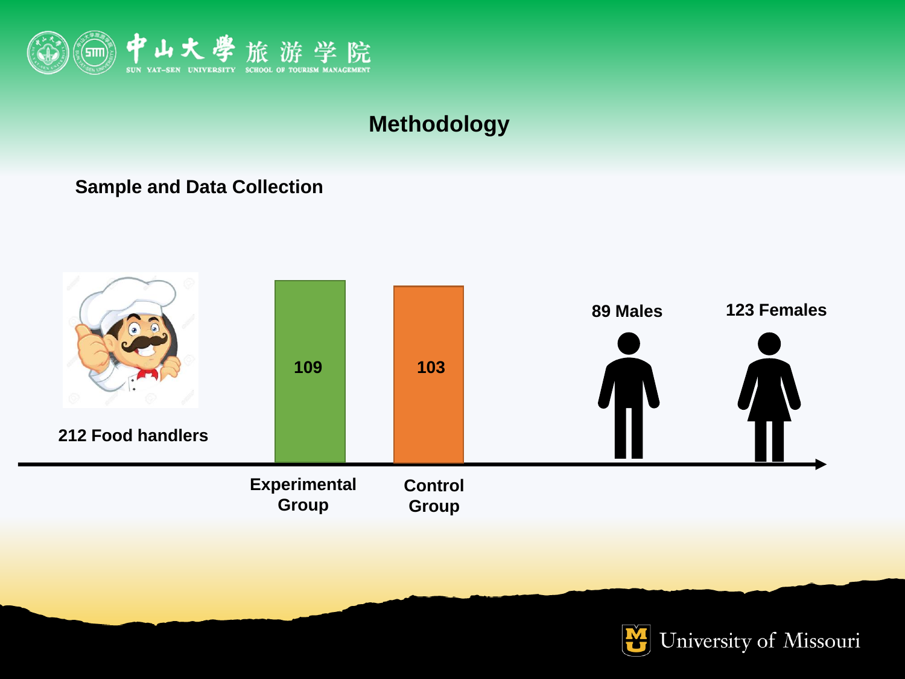# Methodology

## Sample and Data Collection

212 Food handlers

| Experimental Group | Control Group |
| --- | --- |
| 109 | 103 |

89 Males

123 Females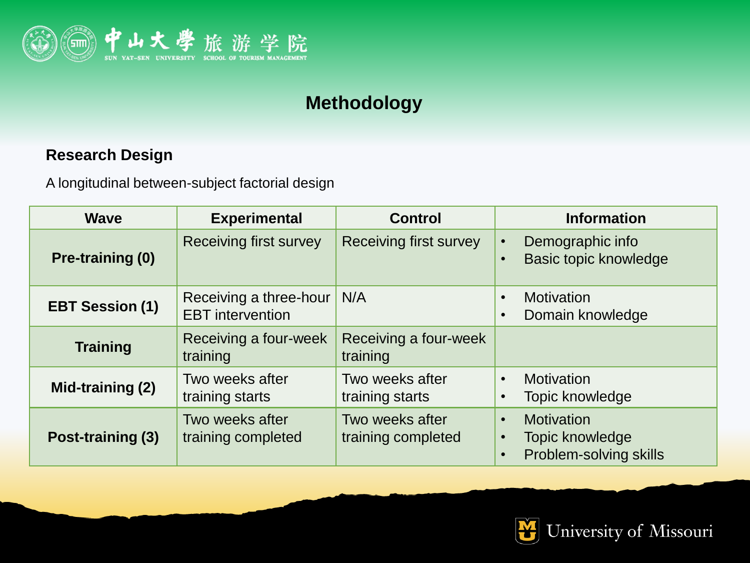# Methodology

## Research Design

A longitudinal between-subject factorial design

| Wave | Experimental | Control | Information |
|---|---|---|---|
| **Pre-training (0)** | Receiving first survey | Receiving first survey | • Demographic info<br>• Basic topic knowledge |
| **EBT Session (1)** | Receiving a three-hour EBT intervention | N/A | • Motivation<br>• Domain knowledge |
| **Training** | Receiving a four-week training | Receiving a four-week training | |
| **Mid-training (2)** | Two weeks after training starts | Two weeks after training starts | • Motivation<br>• Topic knowledge |
| **Post-training (3)** | Two weeks after training completed | Two weeks after training completed | • Motivation<br>• Topic knowledge<br>• Problem-solving skills |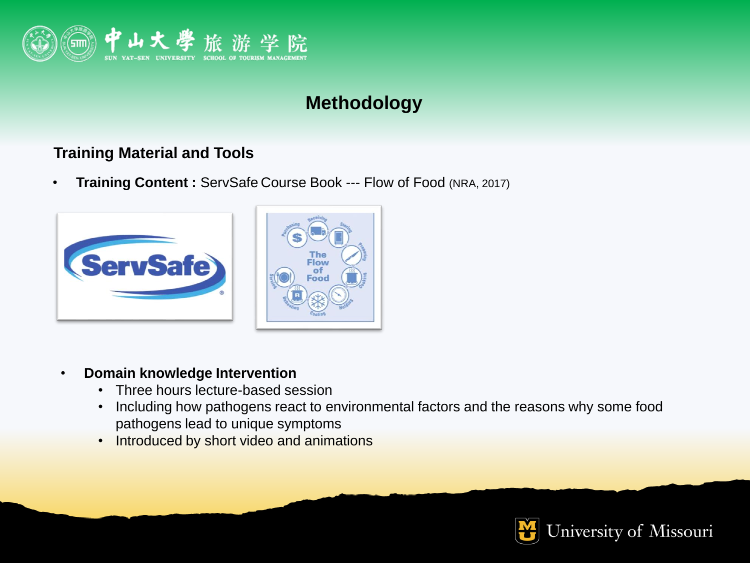# Methodology

## Training Material and Tools

- **Training Content :** ServSafe Course Book --- Flow of Food (NRA, 2017)

- **Domain knowledge Intervention**
  - Three hours lecture-based session
  - Including how pathogens react to environmental factors and the reasons why some food pathogens lead to unique symptoms
  - Introduced by short video and animations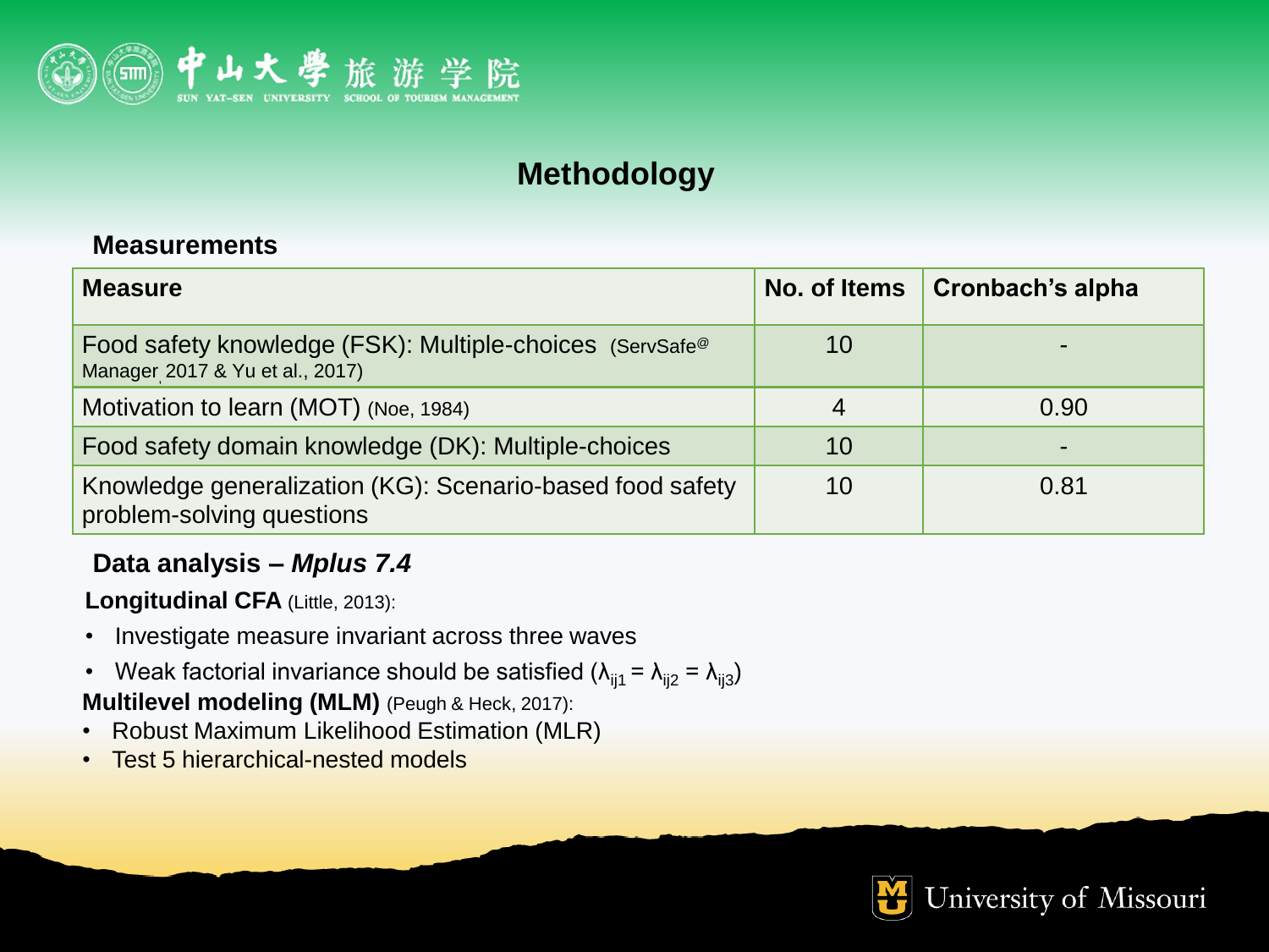# Methodology

## Measurements

| Measure | No. of Items | Cronbach's alpha |
|---|---|---|
| Food safety knowledge (FSK): Multiple-choices (ServSafe@ Manager, 2017 & Yu et al., 2017) | 10 | - |
| Motivation to learn (MOT) (Noe, 1984) | 4 | 0.90 |
| Food safety domain knowledge (DK): Multiple-choices | 10 | - |
| Knowledge generalization (KG): Scenario-based food safety problem-solving questions | 10 | 0.81 |

## Data analysis – *Mplus 7.4*

**Longitudinal CFA** (Little, 2013):

- Investigate measure invariant across three waves
- Weak factorial invariance should be satisfied ($\lambda_{ij1} = \lambda_{ij2} = \lambda_{ij3}$)

**Multilevel modeling (MLM)** (Peugh & Heck, 2017):

- Robust Maximum Likelihood Estimation (MLR)
- Test 5 hierarchical-nested models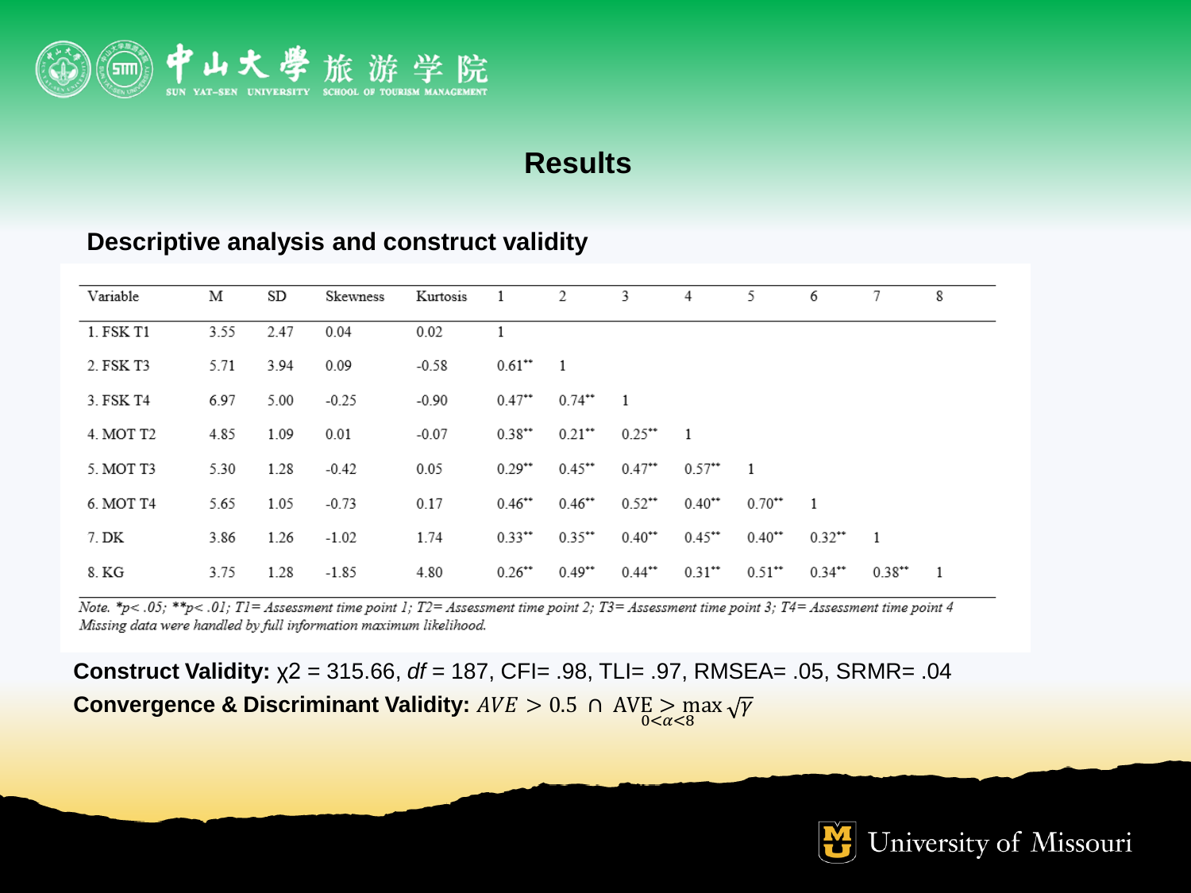# Results

## Descriptive analysis and construct validity

| Variable | M | SD | Skewness | Kurtosis | 1 | 2 | 3 | 4 | 5 | 6 | 7 | 8 |
|---|---|---|---|---|---|---|---|---|---|---|---|---|
| 1. FSK T1 | 3.55 | 2.47 | 0.04 | 0.02 | 1 | | | | | | | |
| 2. FSK T3 | 5.71 | 3.94 | 0.09 | -0.58 | 0.61** | 1 | | | | | | |
| 3. FSK T4 | 6.97 | 5.00 | -0.25 | -0.90 | 0.47** | 0.74** | 1 | | | | | |
| 4. MOT T2 | 4.85 | 1.09 | 0.01 | -0.07 | 0.38** | 0.21** | 0.25** | 1 | | | | |
| 5. MOT T3 | 5.30 | 1.28 | -0.42 | 0.05 | 0.29** | 0.45** | 0.47** | 0.57** | 1 | | | |
| 6. MOT T4 | 5.65 | 1.05 | -0.73 | 0.17 | 0.46** | 0.46** | 0.52** | 0.40** | 0.70** | 1 | | |
| 7. DK | 3.86 | 1.26 | -1.02 | 1.74 | 0.33** | 0.35** | 0.40** | 0.45** | 0.40** | 0.32** | 1 | |
| 8. KG | 3.75 | 1.28 | -1.85 | 4.80 | 0.26** | 0.49** | 0.44** | 0.31** | 0.51** | 0.34** | 0.38** | 1 |

*Note.* *$p < .05$; **$p < .01$; T1= Assessment time point 1; T2= Assessment time point 2; T3= Assessment time point 3; T4= Assessment time point 4
*Missing data were handled by full information maximum likelihood.*

**Construct Validity:** $\chi 2$ = 315.66, *df* = 187, CFI= .98, TLI= .97, RMSEA= .05, SRMR= .04

**Convergence & Discriminant Validity:** $AVE > 0.5 \cap \text{AVE} > \max_{0<\alpha<8} \sqrt{\gamma}$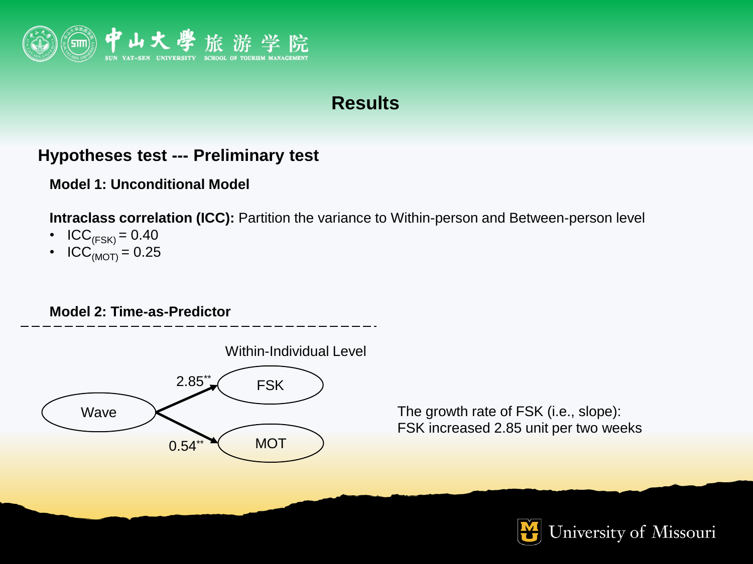# Results

## Hypotheses test --- Preliminary test

**Model 1: Unconditional Model**

**Intraclass correlation (ICC):** Partition the variance to Within-person and Between-person level

- $ICC_{(FSK)} = 0.40$
- $ICC_{(MOT)} = 0.25$

**Model 2: Time-as-Predictor**

Within-Individual Level

Wave → FSK: $2.85^{**}$

Wave → MOT: $0.54^{**}$

The growth rate of FSK (i.e., slope): FSK increased 2.85 unit per two weeks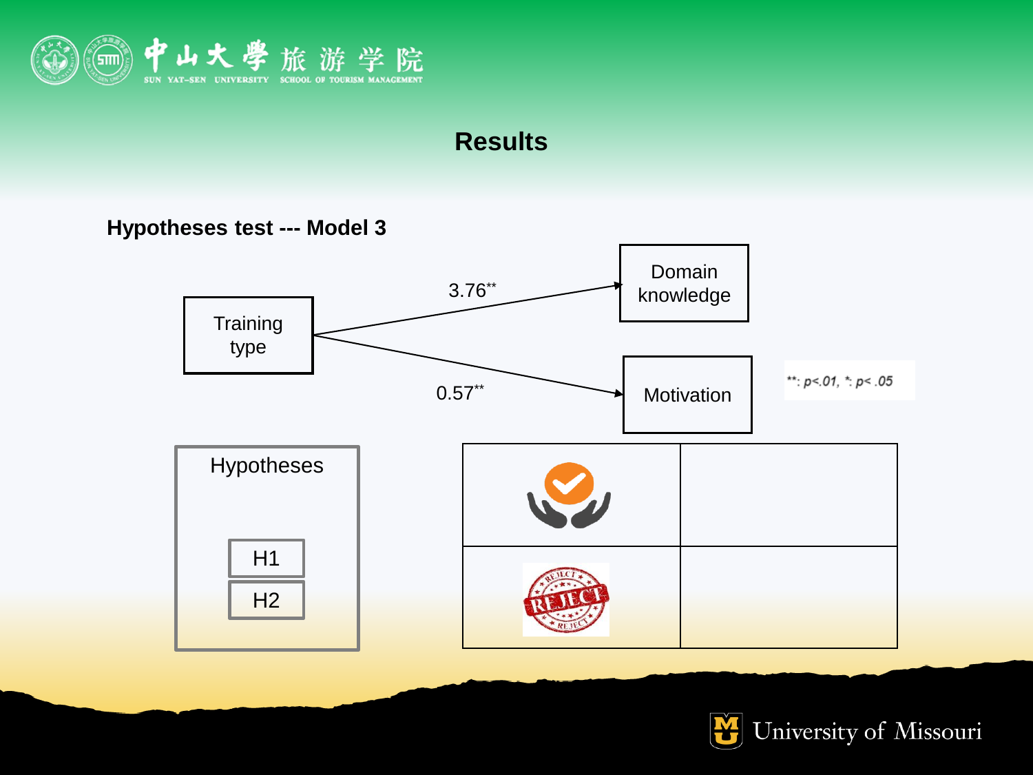## Results

### Hypotheses test --- Model 3

Training type → Domain knowledge: 3.76**

Training type → Motivation: 0.57**

**: $p<.01$, *: $p<.05$

| Hypotheses | | |
|---|---|---|
| H1 | Accept | |
| H2 | REJECT | |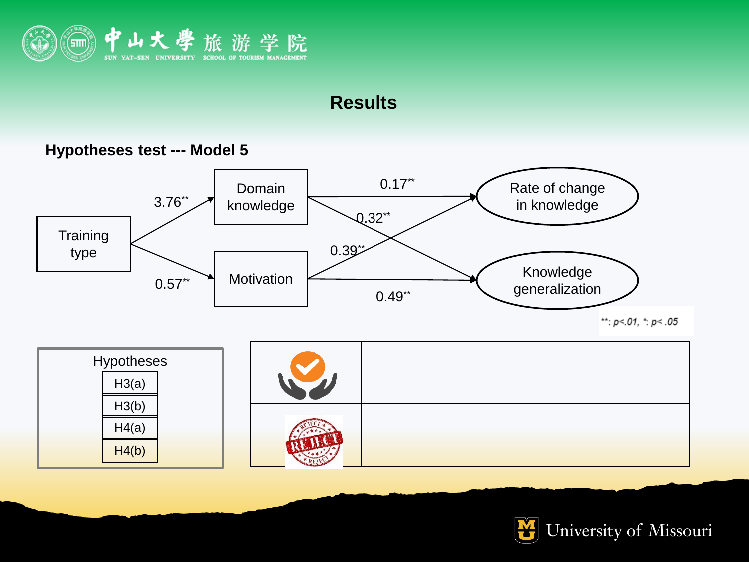# Results

## Hypotheses test --- Model 5

Training type → Domain knowledge: 3.76**

Training type → Motivation: 0.57**

Domain knowledge → Rate of change in knowledge: 0.17**

Domain knowledge → Knowledge generalization: 0.32**

Motivation → Rate of change in knowledge: 0.39**

Motivation → Knowledge generalization: 0.49**

**: $p<.01$, *: $p<.05$

| Hypotheses |
| --- |
| H3(a) |
| H3(b) |
| H4(a) |
| H4(b) |

| | |
| --- | --- |
| ✓ (accept) | |
| REJECT | |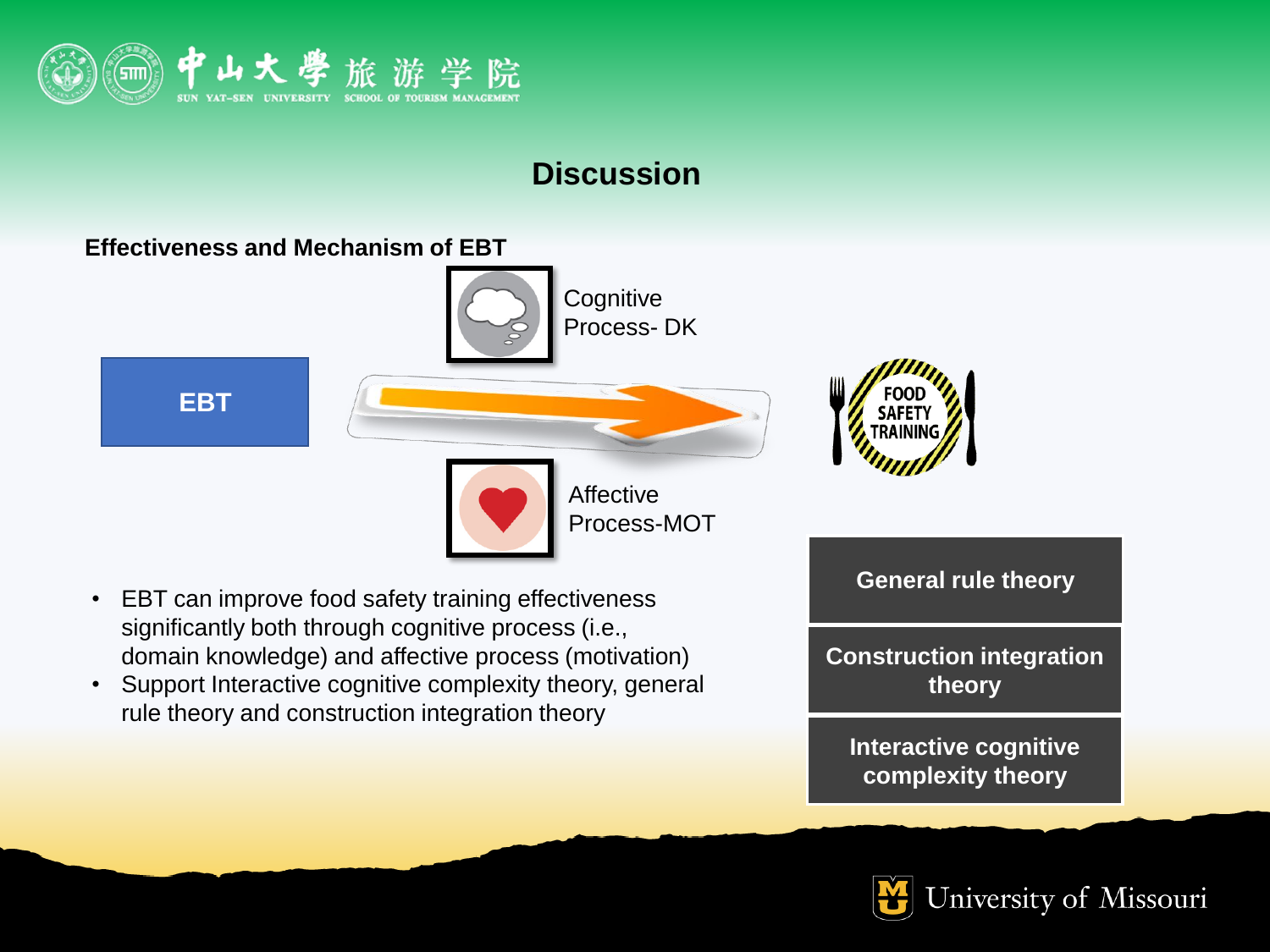# Discussion

**Effectiveness and Mechanism of EBT**

EBT

Cognitive Process- DK

Affective Process-MOT

FOOD SAFETY TRAINING

- EBT can improve food safety training effectiveness significantly both through cognitive process (i.e., domain knowledge) and affective process (motivation)
- Support Interactive cognitive complexity theory, general rule theory and construction integration theory

**General rule theory**

**Construction integration theory**

**Interactive cognitive complexity theory**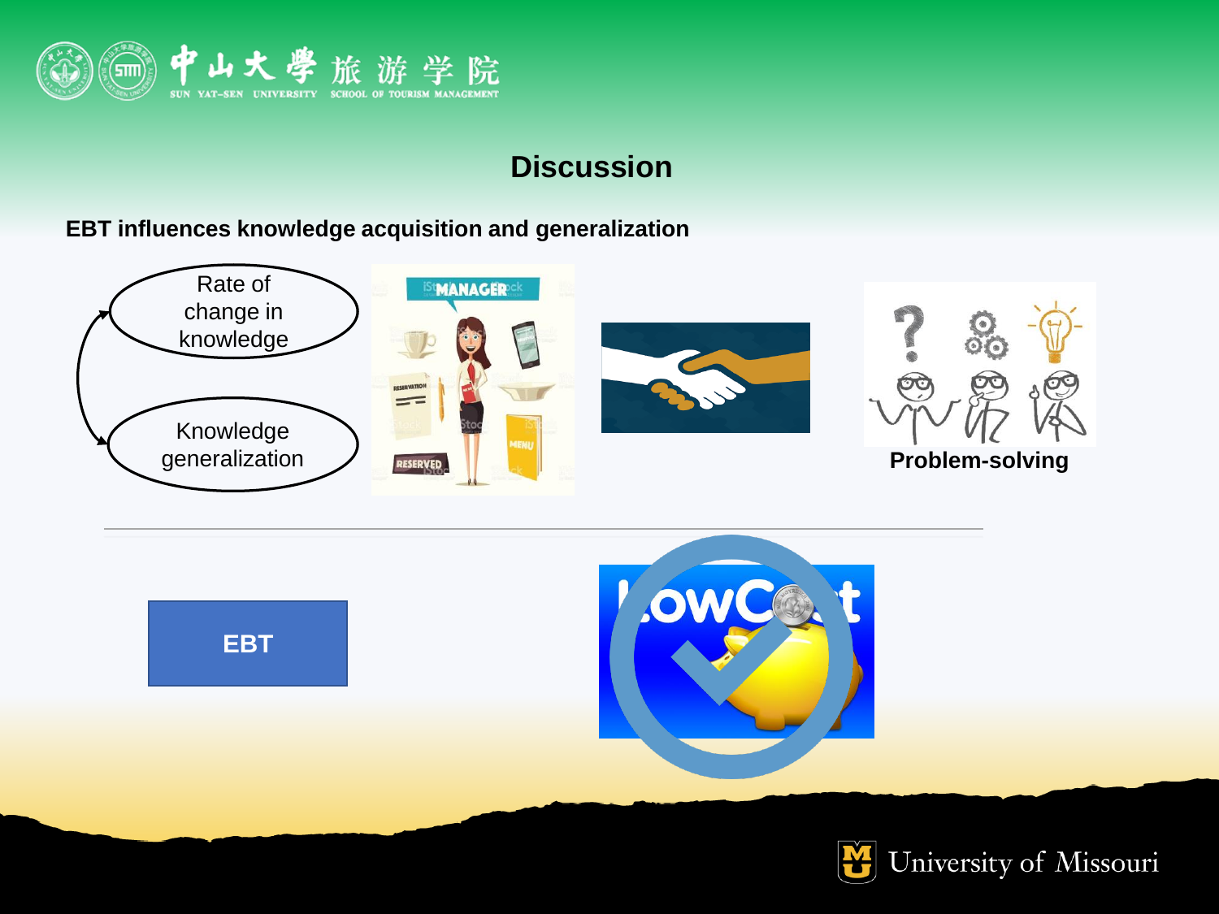## Discussion

**EBT influences knowledge acquisition and generalization**

Rate of change in knowledge

Knowledge generalization

**Problem-solving**

EBT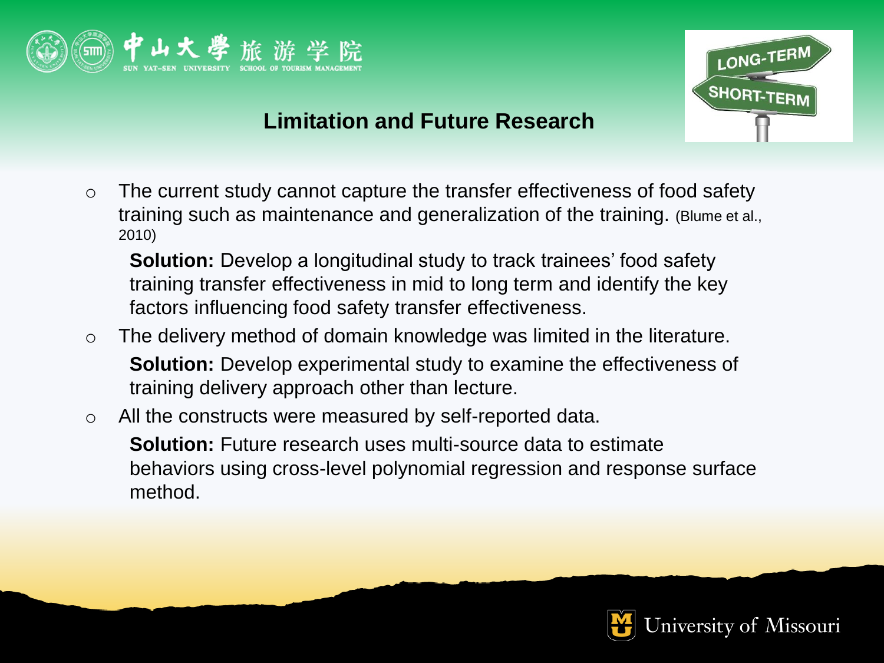## Limitation and Future Research

- The current study cannot capture the transfer effectiveness of food safety training such as maintenance and generalization of the training. (Blume et al., 2010)

  **Solution:** Develop a longitudinal study to track trainees' food safety training transfer effectiveness in mid to long term and identify the key factors influencing food safety transfer effectiveness.

- The delivery method of domain knowledge was limited in the literature.

  **Solution:** Develop experimental study to examine the effectiveness of training delivery approach other than lecture.

- All the constructs were measured by self-reported data.

  **Solution:** Future research uses multi-source data to estimate behaviors using cross-level polynomial regression and response surface method.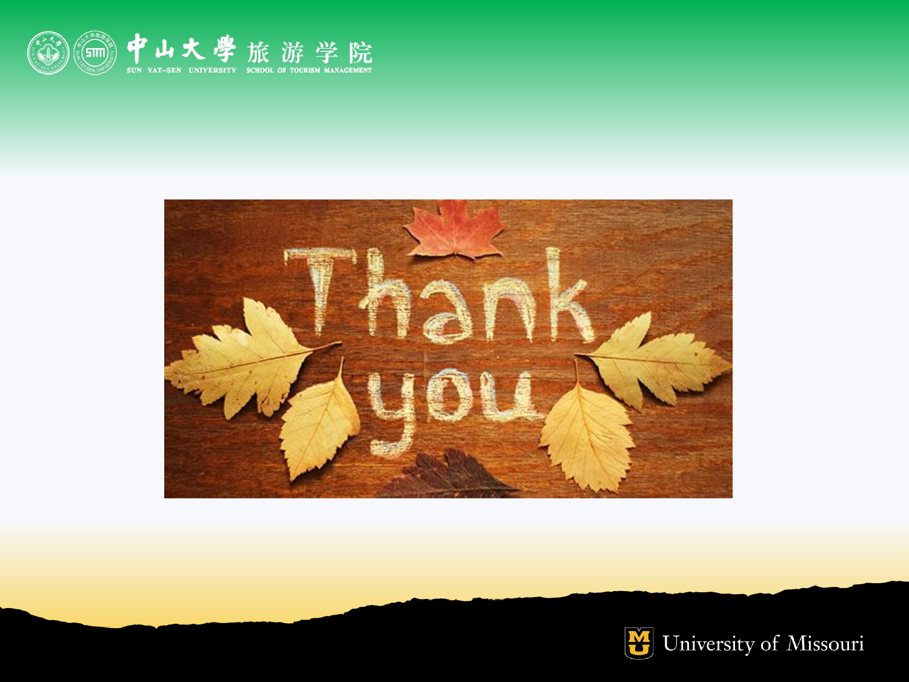Thank you